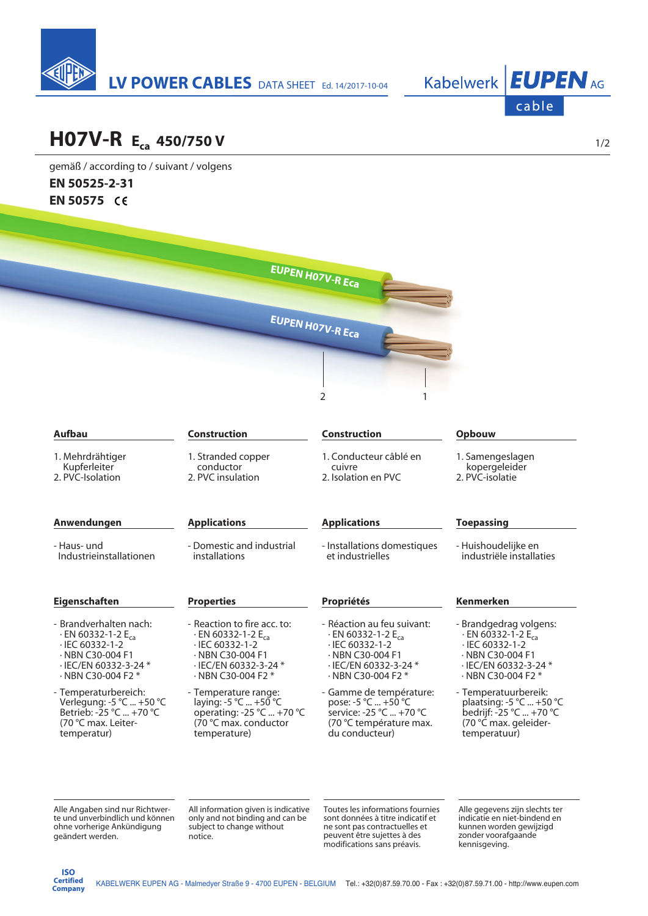LV POWER CABLES DATA SHEET Ed. 14/2017-10-04

Kabelwerk EUPEN AG cable

# H07V-R $E_{ca}$ 450/750 V

gemäß / according to / suivant / volgens

**EN 50525-2-31**

**EN 50575** CE

EUPEN H07V-R Eca

EUPEN H07V-R Eca

2 1

| Aufbau | Construction | Construction | Opbouw |
|---|---|---|---|
| 1. Mehrdrähtiger Kupferleiter<br>2. PVC-Isolation | 1. Stranded copper conductor<br>2. PVC insulation | 1. Conducteur câblé en cuivre<br>2. Isolation en PVC | 1. Samengeslagen kopergeleider<br>2. PVC-isolatie |

| Anwendungen | Applications | Applications | Toepassing |
|---|---|---|---|
| - Haus- und Industrieinstallationen | - Domestic and industrial installations | - Installations domestiques et industrielles | - Huishoudelijke en industriële installaties |

| Eigenschaften | Properties | Propriétés | Kenmerken |
|---|---|---|---|
| - Brandverhalten nach:<br>· EN 60332-1-2 $E_{ca}$<br>· IEC 60332-1-2<br>· NBN C30-004 F1<br>· IEC/EN 60332-3-24 *<br>· NBN C30-004 F2 * | - Reaction to fire acc. to:<br>· EN 60332-1-2 $E_{ca}$<br>· IEC 60332-1-2<br>· NBN C30-004 F1<br>· IEC/EN 60332-3-24 *<br>· NBN C30-004 F2 * | - Réaction au feu suivant:<br>· EN 60332-1-2 $E_{ca}$<br>· IEC 60332-1-2<br>· NBN C30-004 F1<br>· IEC/EN 60332-3-24 *<br>· NBN C30-004 F2 * | - Brandgedrag volgens:<br>· EN 60332-1-2 $E_{ca}$<br>· IEC 60332-1-2<br>· NBN C30-004 F1<br>· IEC/EN 60332-3-24 *<br>· NBN C30-004 F2 * |
| - Temperaturbereich:<br>Verlegung: -5 °C ... +50 °C<br>Betrieb: -25 °C ... +70 °C<br>(70 °C max. Leitertemperatur) | - Temperature range:<br>laying: -5 °C ... +50 °C<br>operating: -25 °C ... +70 °C<br>(70 °C max. conductor temperature) | - Gamme de température:<br>pose: -5 °C ... +50 °C<br>service: -25 °C ... +70 °C<br>(70 °C température max. du conducteur) | - Temperatuurbereik:<br>plaatsing: -5 °C ... +50 °C<br>bedrijf: -25 °C ... +70 °C<br>(70 °C max. geleidertemperatuur) |

Alle Angaben sind nur Richtwerte und unverbindlich und können ohne vorherige Ankündigung geändert werden.

All information given is indicative only and not binding and can be subject to change without notice.

Toutes les informations fournies sont données à titre indicatif et ne sont pas contractuelles et peuvent être sujettes à des modifications sans préavis.

Alle gegevens zijn slechts ter indicatie en niet-bindend en kunnen worden gewijzigd zonder voorafgaande kennisgeving.

ISO Certified Company

KABELWERK EUPEN AG - Malmedyer Straße 9 - 4700 EUPEN - BELGIUM Tel.: +32(0)87.59.70.00 - Fax : +32(0)87.59.71.00 - http://www.eupen.com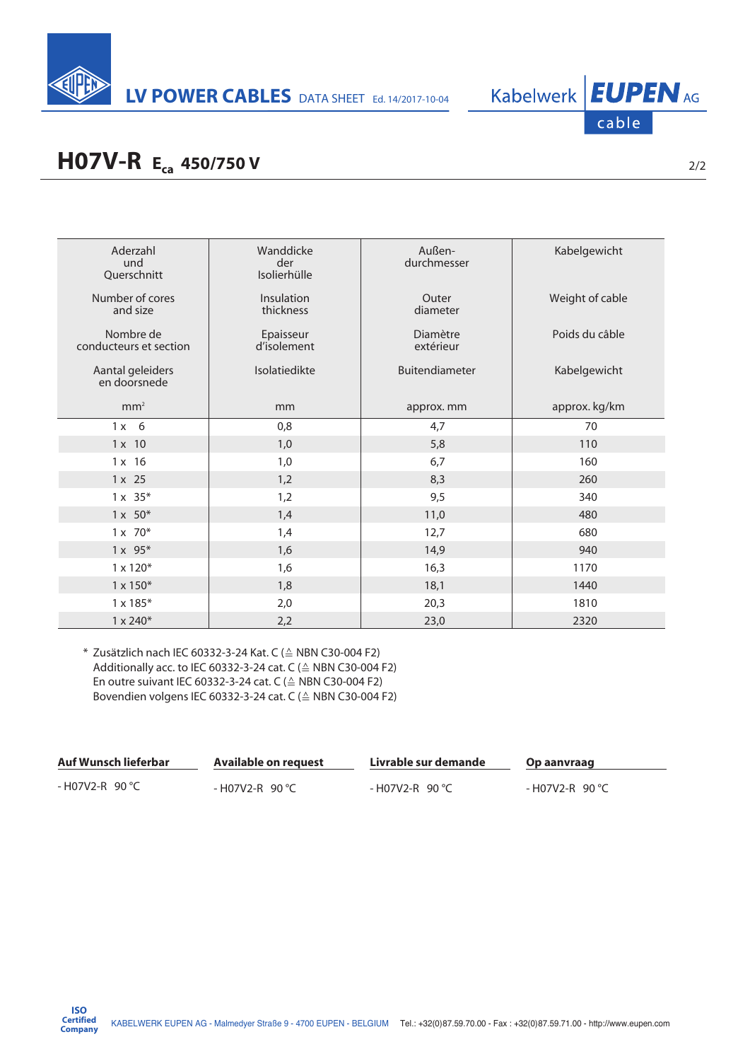# H07V-R $E_{ca}$ 450/750 V

| Aderzahl und Querschnitt<br><br>Number of cores and size<br><br>Nombre de conducteurs et section<br><br>Aantal geleiders en doorsnede<br><br>mm² | Wanddicke der Isolierhülle<br><br>Insulation thickness<br><br>Epaisseur d'isolement<br><br>Isolatiedikte<br><br>mm | Außen-durchmesser<br><br>Outer diameter<br><br>Diamètre extérieur<br><br>Buitendiameter<br><br>approx. mm | Kabelgewicht<br><br>Weight of cable<br><br>Poids du câble<br><br>Kabelgewicht<br><br>approx. kg/km |
|---|---|---|---|
| 1 x 6 | 0,8 | 4,7 | 70 |
| 1 x 10 | 1,0 | 5,8 | 110 |
| 1 x 16 | 1,0 | 6,7 | 160 |
| 1 x 25 | 1,2 | 8,3 | 260 |
| 1 x 35* | 1,2 | 9,5 | 340 |
| 1 x 50* | 1,4 | 11,0 | 480 |
| 1 x 70* | 1,4 | 12,7 | 680 |
| 1 x 95* | 1,6 | 14,9 | 940 |
| 1 x 120* | 1,6 | 16,3 | 1170 |
| 1 x 150* | 1,8 | 18,1 | 1440 |
| 1 x 185* | 2,0 | 20,3 | 1810 |
| 1 x 240* | 2,2 | 23,0 | 2320 |

\* Zusätzlich nach IEC 60332-3-24 Kat. C (≙ NBN C30-004 F2)
Additionally acc. to IEC 60332-3-24 cat. C (≙ NBN C30-004 F2)
En outre suivant IEC 60332-3-24 cat. C (≙ NBN C30-004 F2)
Bovendien volgens IEC 60332-3-24 cat. C (≙ NBN C30-004 F2)

**Auf Wunsch lieferbar**

- H07V2-R 90 °C

**Available on request**

- H07V2-R 90 °C

**Livrable sur demande**

- H07V2-R 90 °C

**Op aanvraag**

- H07V2-R 90 °C